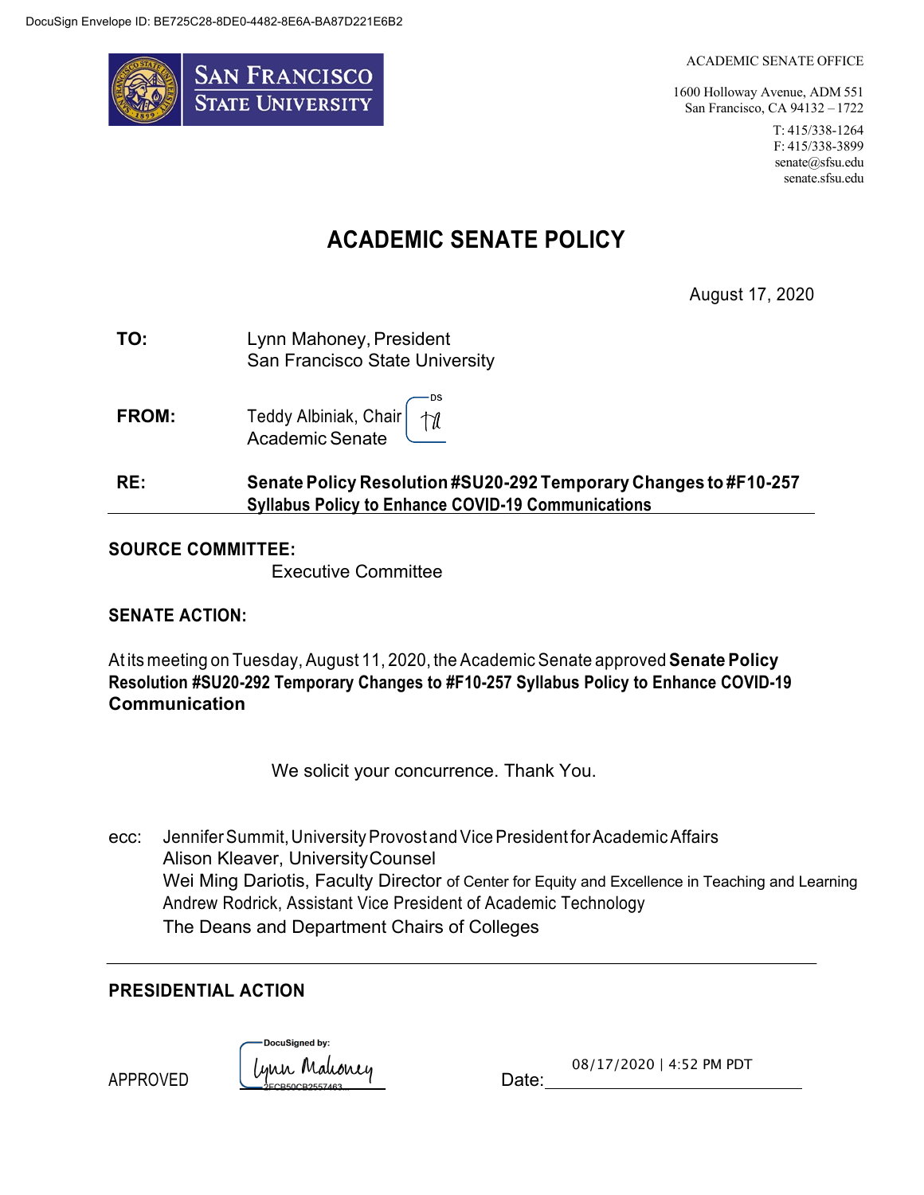DocuSign Envelope ID: BE725C28-8DE0-4482-8E6A-BA87D221E6B2

SAN FRANCISCO STATE UNIVERSITY

ACADEMIC SENATE OFFICE

1600 Holloway Avenue, ADM 551
San Francisco, CA 94132 – 1722

T: 415/338-1264
F: 415/338-3899
senate@sfsu.edu
senate.sfsu.edu

# ACADEMIC SENATE POLICY

August 17, 2020

**TO:** Lynn Mahoney, President
San Francisco State University

**FROM:** Teddy Albiniak, Chair
Academic Senate

**RE:** **Senate Policy Resolution #SU20-292 Temporary Changes to #F10-257 Syllabus Policy to Enhance COVID-19 Communications**

**SOURCE COMMITTEE:**

Executive Committee

**SENATE ACTION:**

At its meeting on Tuesday, August 11, 2020, the Academic Senate approved **Senate Policy Resolution #SU20-292 Temporary Changes to #F10-257 Syllabus Policy to Enhance COVID-19 Communication**

We solicit your concurrence. Thank You.

ecc: Jennifer Summit, University Provost and Vice President for Academic Affairs
Alison Kleaver, University Counsel
Wei Ming Dariotis, Faculty Director of Center for Equity and Excellence in Teaching and Learning
Andrew Rodrick, Assistant Vice President of Academic Technology
The Deans and Department Chairs of Colleges

**PRESIDENTIAL ACTION**

APPROVED DocuSigned by: Lynn Mahoney 2FCB50CB2557463...

Date: 08/17/2020 | 4:52 PM PDT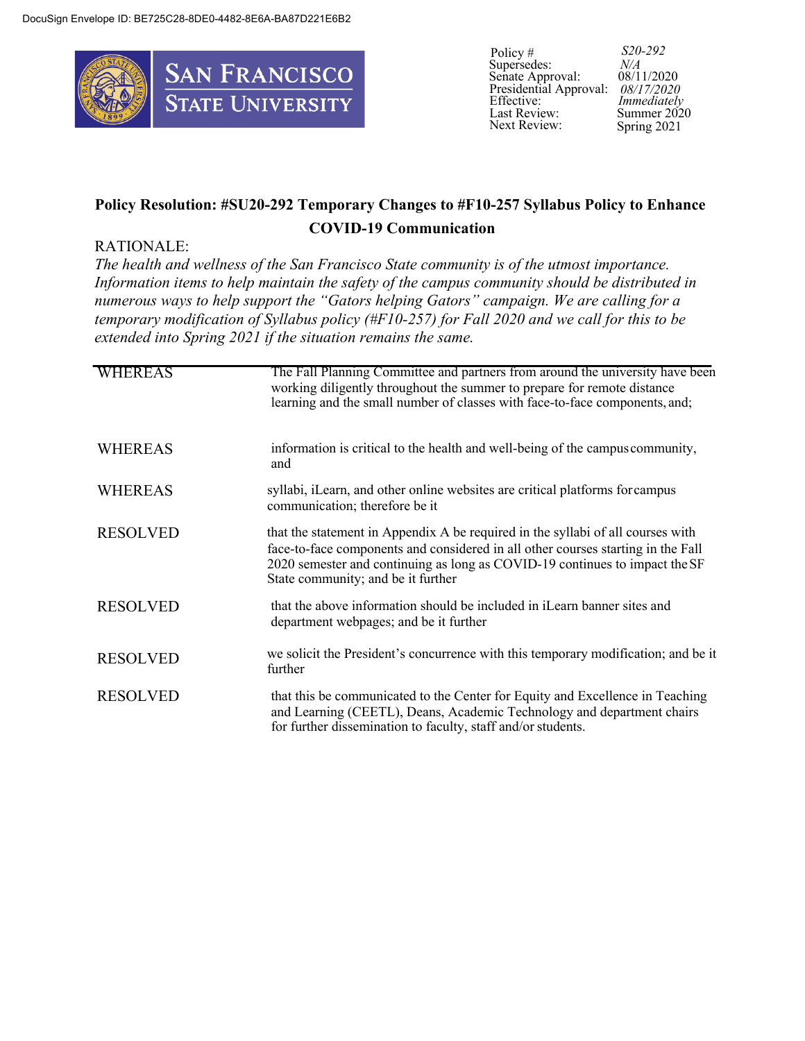| Policy # | *S20-292* |
|---|---|
| Supersedes: | *N/A* |
| Senate Approval: | 08/11/2020 |
| Presidential Approval: | *08/17/2020* |
| Effective: | *Immediately* |
| Last Review: | Summer 2020 |
| Next Review: | Spring 2021 |

## Policy Resolution: #SU20-292 Temporary Changes to #F10-257 Syllabus Policy to Enhance COVID-19 Communication

RATIONALE:

*The health and wellness of the San Francisco State community is of the utmost importance. Information items to help maintain the safety of the campus community should be distributed in numerous ways to help support the "Gators helping Gators" campaign. We are calling for a temporary modification of Syllabus policy (#F10-257) for Fall 2020 and we call for this to be extended into Spring 2021 if the situation remains the same.*

| | |
|---|---|
| WHEREAS | The Fall Planning Committee and partners from around the university have been working diligently throughout the summer to prepare for remote distance learning and the small number of classes with face-to-face components, and; |
| WHEREAS | information is critical to the health and well-being of the campus community, and |
| WHEREAS | syllabi, iLearn, and other online websites are critical platforms for campus communication; therefore be it |
| RESOLVED | that the statement in Appendix A be required in the syllabi of all courses with face-to-face components and considered in all other courses starting in the Fall 2020 semester and continuing as long as COVID-19 continues to impact the SF State community; and be it further |
| RESOLVED | that the above information should be included in iLearn banner sites and department webpages; and be it further |
| RESOLVED | we solicit the President's concurrence with this temporary modification; and be it further |
| RESOLVED | that this be communicated to the Center for Equity and Excellence in Teaching and Learning (CEETL), Deans, Academic Technology and department chairs for further dissemination to faculty, staff and/or students. |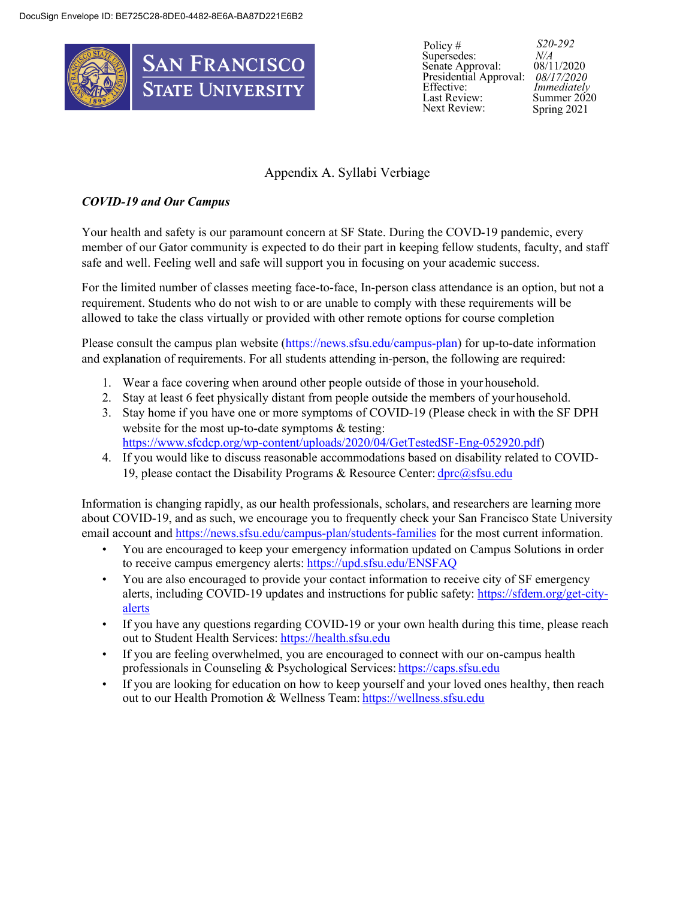DocuSign Envelope ID: BE725C28-8DE0-4482-8E6A-BA87D221E6B2

SAN FRANCISCO STATE UNIVERSITY

| | |
|---|---|
| Policy # | S20-292 |
| Supersedes: | N/A |
| Senate Approval: | 08/11/2020 |
| Presidential Approval: | 08/17/2020 |
| Effective: | Immediately |
| Last Review: | Summer 2020 |
| Next Review: | Spring 2021 |

# Appendix A. Syllabi Verbiage

***COVID-19 and Our Campus***

Your health and safety is our paramount concern at SF State. During the COVD-19 pandemic, every member of our Gator community is expected to do their part in keeping fellow students, faculty, and staff safe and well. Feeling well and safe will support you in focusing on your academic success.

For the limited number of classes meeting face-to-face, In-person class attendance is an option, but not a requirement. Students who do not wish to or are unable to comply with these requirements will be allowed to take the class virtually or provided with other remote options for course completion

Please consult the campus plan website (https://news.sfsu.edu/campus-plan) for up-to-date information and explanation of requirements. For all students attending in-person, the following are required:

1. Wear a face covering when around other people outside of those in your household.
2. Stay at least 6 feet physically distant from people outside the members of your household.
3. Stay home if you have one or more symptoms of COVID-19 (Please check in with the SF DPH website for the most up-to-date symptoms & testing: https://www.sfcdcp.org/wp-content/uploads/2020/04/GetTestedSF-Eng-052920.pdf)
4. If you would like to discuss reasonable accommodations based on disability related to COVID-19, please contact the Disability Programs & Resource Center: dprc@sfsu.edu

Information is changing rapidly, as our health professionals, scholars, and researchers are learning more about COVID-19, and as such, we encourage you to frequently check your San Francisco State University email account and https://news.sfsu.edu/campus-plan/students-families for the most current information.

- You are encouraged to keep your emergency information updated on Campus Solutions in order to receive campus emergency alerts: https://upd.sfsu.edu/ENSFAQ
- You are also encouraged to provide your contact information to receive city of SF emergency alerts, including COVID-19 updates and instructions for public safety: https://sfdem.org/get-city-alerts
- If you have any questions regarding COVID-19 or your own health during this time, please reach out to Student Health Services: https://health.sfsu.edu
- If you are feeling overwhelmed, you are encouraged to connect with our on-campus health professionals in Counseling & Psychological Services: https://caps.sfsu.edu
- If you are looking for education on how to keep yourself and your loved ones healthy, then reach out to our Health Promotion & Wellness Team: https://wellness.sfsu.edu